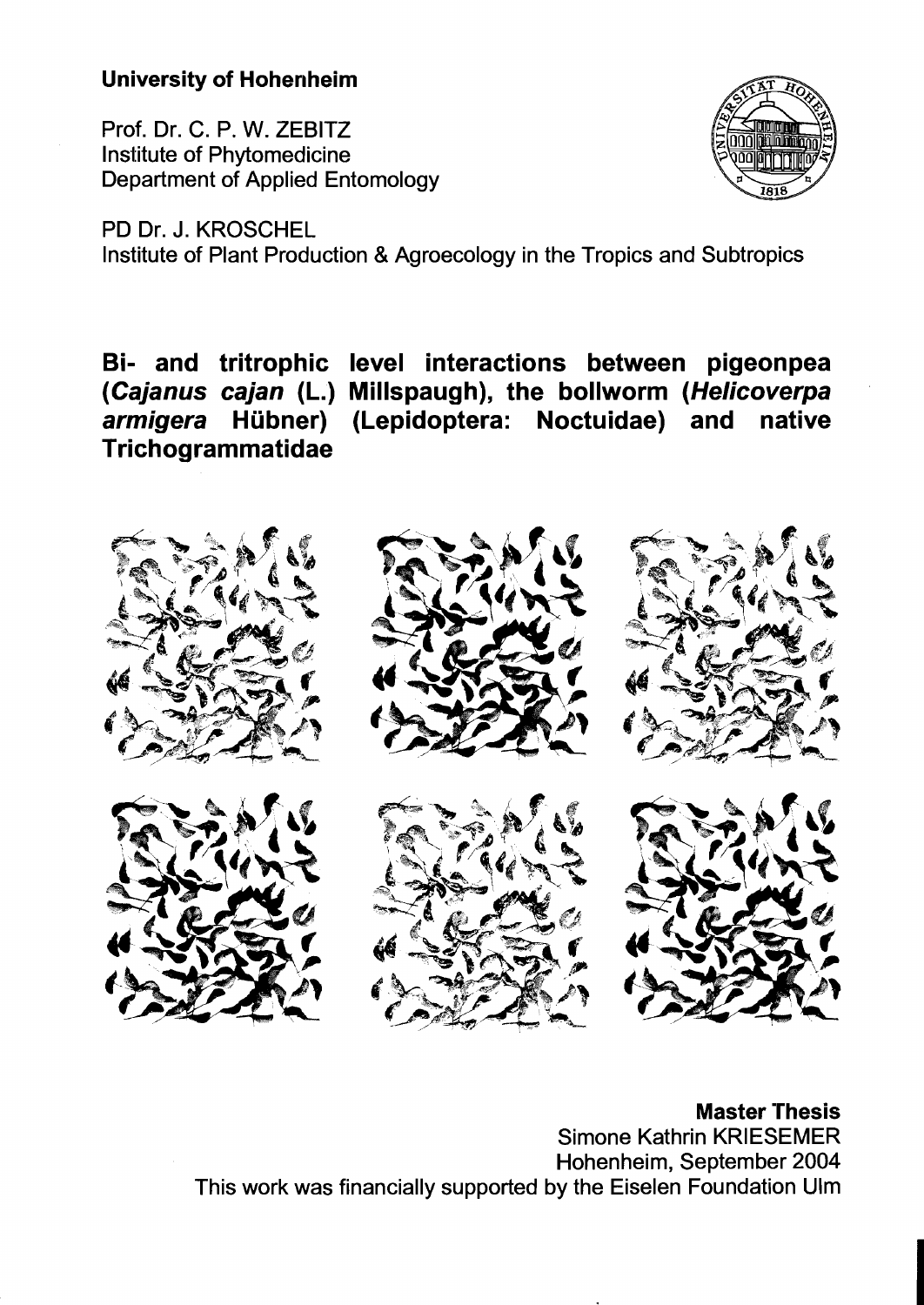**University of Hohenheim**

Prof. Dr. C. P. W. ZEBITZ
Institute of Phytomedicine
Department of Applied Entomology

PD Dr. J. KROSCHEL
Institute of Plant Production & Agroecology in the Tropics and Subtropics

# Bi- and tritrophic level interactions between pigeonpea (*Cajanus cajan* (L.) Millspaugh), the bollworm (*Helicoverpa armigera* Hübner) (Lepidoptera: Noctuidae) and native Trichogrammatidae

**Master Thesis**
Simone Kathrin KRIESEMER
Hohenheim, September 2004
This work was financially supported by the Eiselen Foundation Ulm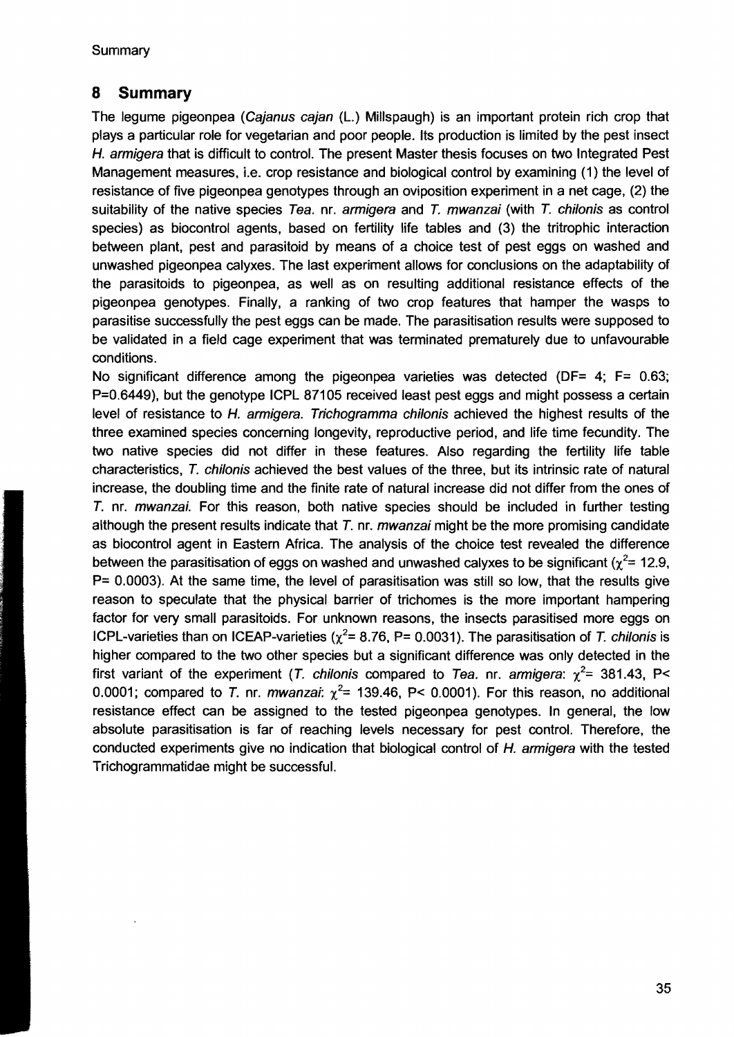## 8 Summary

The legume pigeonpea (*Cajanus cajan* (L.) Millspaugh) is an important protein rich crop that plays a particular role for vegetarian and poor people. Its production is limited by the pest insect *H. armigera* that is difficult to control. The present Master thesis focuses on two Integrated Pest Management measures, i.e. crop resistance and biological control by examining (1) the level of resistance of five pigeonpea genotypes through an oviposition experiment in a net cage, (2) the suitability of the native species *Tea.* nr. *armigera* and *T. mwanzai* (with *T. chilonis* as control species) as biocontrol agents, based on fertility life tables and (3) the tritrophic interaction between plant, pest and parasitoid by means of a choice test of pest eggs on washed and unwashed pigeonpea calyxes. The last experiment allows for conclusions on the adaptability of the parasitoids to pigeonpea, as well as on resulting additional resistance effects of the pigeonpea genotypes. Finally, a ranking of two crop features that hamper the wasps to parasitise successfully the pest eggs can be made. The parasitisation results were supposed to be validated in a field cage experiment that was terminated prematurely due to unfavourable conditions.

No significant difference among the pigeonpea varieties was detected (DF= 4; F= 0.63; P=0.6449), but the genotype ICPL 87105 received least pest eggs and might possess a certain level of resistance to *H. armigera*. *Trichogramma chilonis* achieved the highest results of the three examined species concerning longevity, reproductive period, and life time fecundity. The two native species did not differ in these features. Also regarding the fertility life table characteristics, *T. chilonis* achieved the best values of the three, but its intrinsic rate of natural increase, the doubling time and the finite rate of natural increase did not differ from the ones of *T.* nr. *mwanzai*. For this reason, both native species should be included in further testing although the present results indicate that *T.* nr. *mwanzai* might be the more promising candidate as biocontrol agent in Eastern Africa. The analysis of the choice test revealed the difference between the parasitisation of eggs on washed and unwashed calyxes to be significant ($\chi^2$= 12.9, P= 0.0003). At the same time, the level of parasitisation was still so low, that the results give reason to speculate that the physical barrier of trichomes is the more important hampering factor for very small parasitoids. For unknown reasons, the insects parasitised more eggs on ICPL-varieties than on ICEAP-varieties ($\chi^2$= 8.76, P= 0.0031). The parasitisation of *T. chilonis* is higher compared to the two other species but a significant difference was only detected in the first variant of the experiment (*T. chilonis* compared to *Tea.* nr. *armigera*: $\chi^2$= 381.43, P< 0.0001; compared to *T.* nr. *mwanzai*: $\chi^2$= 139.46, P< 0.0001). For this reason, no additional resistance effect can be assigned to the tested pigeonpea genotypes. In general, the low absolute parasitisation is far of reaching levels necessary for pest control. Therefore, the conducted experiments give no indication that biological control of *H. armigera* with the tested Trichogrammatidae might be successful.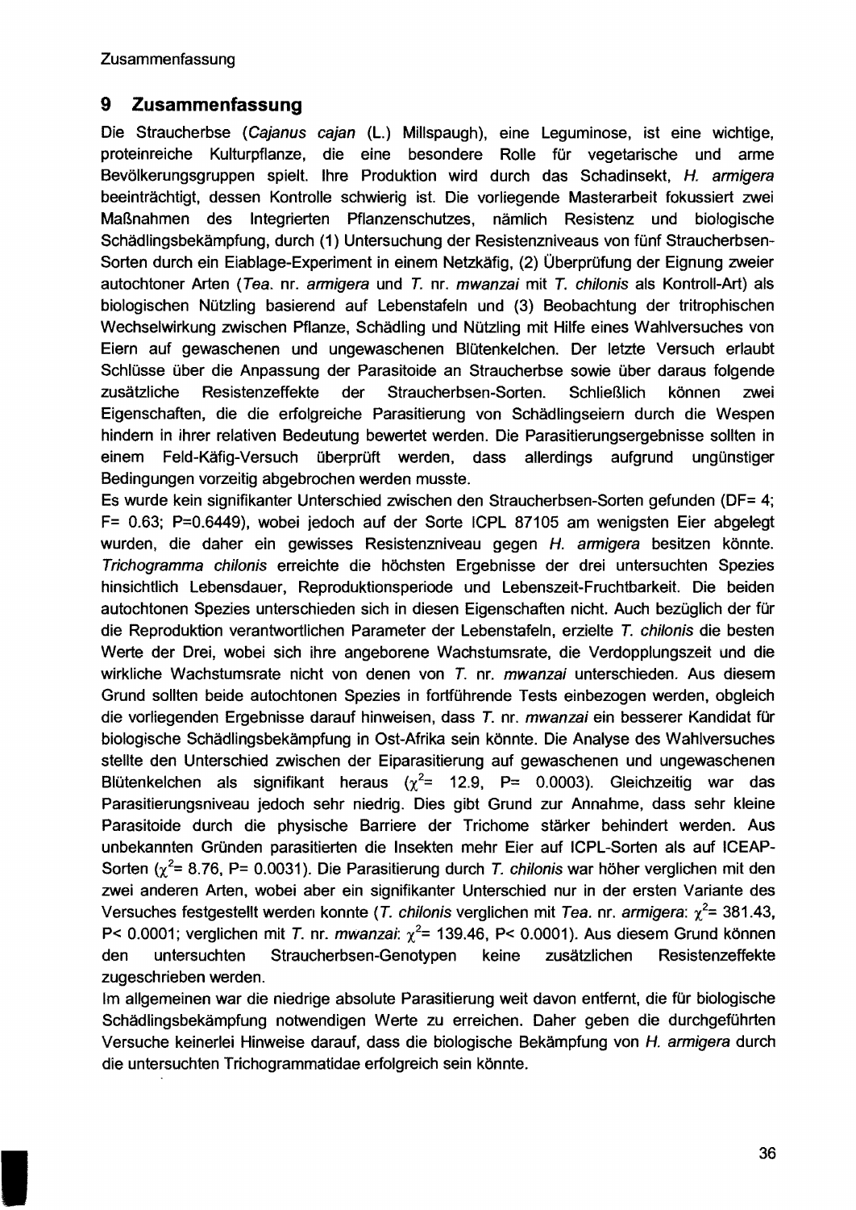# 9 Zusammenfassung

Die Straucherbse (*Cajanus cajan* (L.) Millspaugh), eine Leguminose, ist eine wichtige, proteinreiche Kulturpflanze, die eine besondere Rolle für vegetarische und arme Bevölkerungsgruppen spielt. Ihre Produktion wird durch das Schadinsekt, *H. armigera* beeinträchtigt, dessen Kontrolle schwierig ist. Die vorliegende Masterarbeit fokussiert zwei Maßnahmen des Integrierten Pflanzenschutzes, nämlich Resistenz und biologische Schädlingsbekämpfung, durch (1) Untersuchung der Resistenzniveaus von fünf Straucherbsen-Sorten durch ein Eiablage-Experiment in einem Netzkäfig, (2) Überprüfung der Eignung zweier autochtoner Arten (*Tea.* nr. *armigera* und *T.* nr. *mwanzai* mit *T. chilonis* als Kontroll-Art) als biologischen Nützling basierend auf Lebenstafeln und (3) Beobachtung der tritrophischen Wechselwirkung zwischen Pflanze, Schädling und Nützling mit Hilfe eines Wahlversuches von Eiern auf gewaschenen und ungewaschenen Blütenkelchen. Der letzte Versuch erlaubt Schlüsse über die Anpassung der Parasitoide an Straucherbse sowie über daraus folgende zusätzliche Resistenzeffekte der Straucherbsen-Sorten. Schließlich können zwei Eigenschaften, die die erfolgreiche Parasitierung von Schädlingseiern durch die Wespen hindern in ihrer relativen Bedeutung bewertet werden. Die Parasitierungsergebnisse sollten in einem Feld-Käfig-Versuch überprüft werden, dass allerdings aufgrund ungünstiger Bedingungen vorzeitig abgebrochen werden musste.

Es wurde kein signifikanter Unterschied zwischen den Straucherbsen-Sorten gefunden (DF= 4; F= 0.63; P=0.6449), wobei jedoch auf der Sorte ICPL 87105 am wenigsten Eier abgelegt wurden, die daher ein gewisses Resistenzniveau gegen *H. armigera* besitzen könnte. *Trichogramma chilonis* erreichte die höchsten Ergebnisse der drei untersuchten Spezies hinsichtlich Lebensdauer, Reproduktionsperiode und Lebenszeit-Fruchtbarkeit. Die beiden autochtonen Spezies unterschieden sich in diesen Eigenschaften nicht. Auch bezüglich der für die Reproduktion verantwortlichen Parameter der Lebenstafeln, erzielte *T. chilonis* die besten Werte der Drei, wobei sich ihre angeborene Wachstumsrate, die Verdopplungszeit und die wirkliche Wachstumsrate nicht von denen von *T.* nr. *mwanzai* unterschieden. Aus diesem Grund sollten beide autochtonen Spezies in fortführende Tests einbezogen werden, obgleich die vorliegenden Ergebnisse darauf hinweisen, dass *T.* nr. *mwanzai* ein besserer Kandidat für biologische Schädlingsbekämpfung in Ost-Afrika sein könnte. Die Analyse des Wahlversuches stellte den Unterschied zwischen der Eiparasitierung auf gewaschenen und ungewaschenen Blütenkelchen als signifikant heraus ($\chi^2$= 12.9, P= 0.0003). Gleichzeitig war das Parasitierungsniveau jedoch sehr niedrig. Dies gibt Grund zur Annahme, dass sehr kleine Parasitoide durch die physische Barriere der Trichome stärker behindert werden. Aus unbekannten Gründen parasitierten die Insekten mehr Eier auf ICPL-Sorten als auf ICEAP-Sorten ($\chi^2$= 8.76, P= 0.0031). Die Parasitierung durch *T. chilonis* war höher verglichen mit den zwei anderen Arten, wobei aber ein signifikanter Unterschied nur in der ersten Variante des Versuches festgestellt werden konnte (*T. chilonis* verglichen mit *Tea.* nr. *armigera*: $\chi^2$= 381.43, P< 0.0001; verglichen mit *T.* nr. *mwanzai*: $\chi^2$= 139.46, P< 0.0001). Aus diesem Grund können den untersuchten Straucherbsen-Genotypen keine zusätzlichen Resistenzeffekte zugeschrieben werden.

Im allgemeinen war die niedrige absolute Parasitierung weit davon entfernt, die für biologische Schädlingsbekämpfung notwendigen Werte zu erreichen. Daher geben die durchgeführten Versuche keinerlei Hinweise darauf, dass die biologische Bekämpfung von *H. armigera* durch die untersuchten Trichogrammatidae erfolgreich sein könnte.